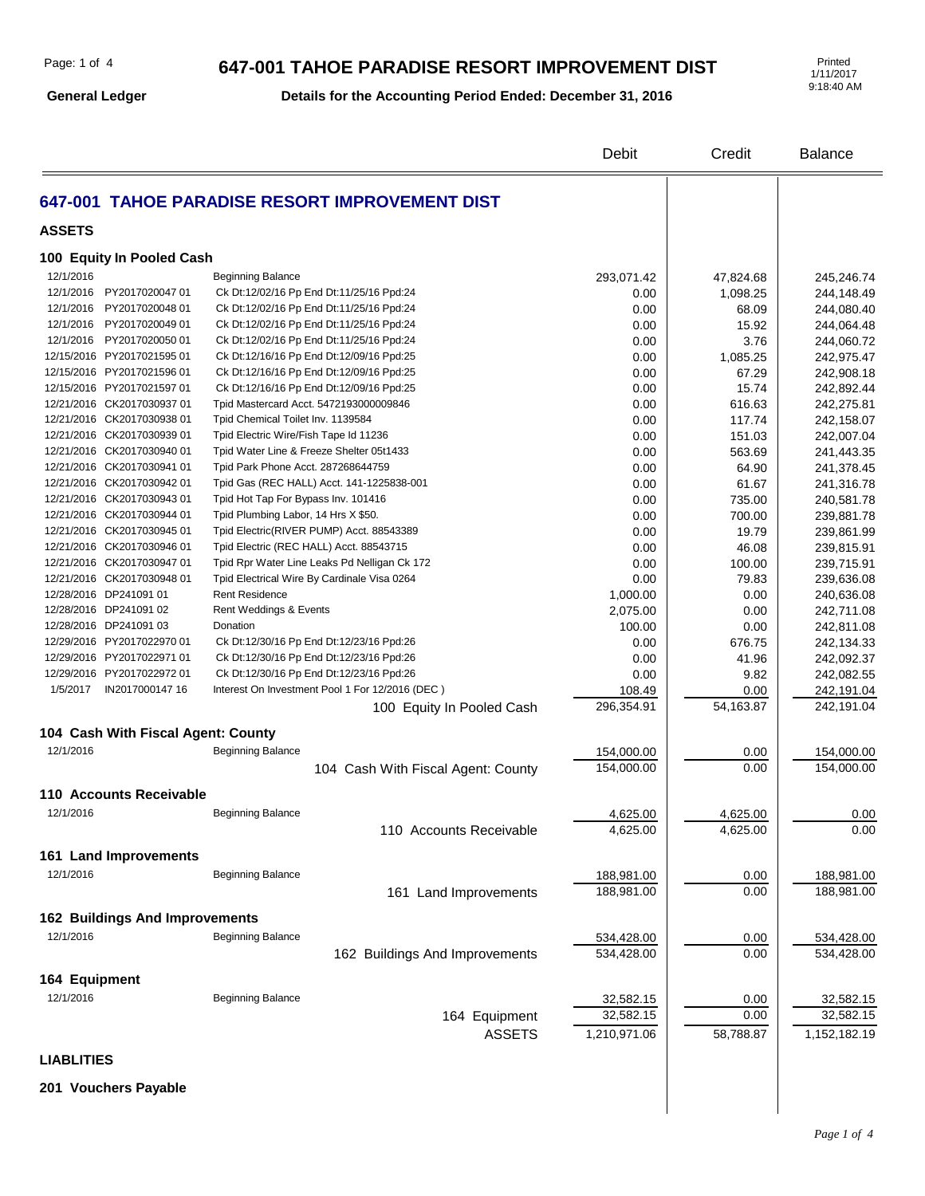# 647-001 TAHOE PARADISE RESORT IMPROVEMENT DIST

**General Ledger** — **Details for the Accounting Period Ended: December 31, 2016**

Printed 1/11/2017 9:18:40 AM

## 647-001 TAHOE PARADISE RESORT IMPROVEMENT DIST

### ASSETS

#### 100 Equity In Pooled Cash

| Date | Reference | Description | Debit | Credit | Balance |
|---|---|---|---|---|---|
| 12/1/2016 | | Beginning Balance | 293,071.42 | 47,824.68 | 245,246.74 |
| 12/1/2016 | PY2017020047 01 | Ck Dt:12/02/16 Pp End Dt:11/25/16 Ppd:24 | 0.00 | 1,098.25 | 244,148.49 |
| 12/1/2016 | PY2017020048 01 | Ck Dt:12/02/16 Pp End Dt:11/25/16 Ppd:24 | 0.00 | 68.09 | 244,080.40 |
| 12/1/2016 | PY2017020049 01 | Ck Dt:12/02/16 Pp End Dt:11/25/16 Ppd:24 | 0.00 | 15.92 | 244,064.48 |
| 12/1/2016 | PY2017020050 01 | Ck Dt:12/02/16 Pp End Dt:11/25/16 Ppd:24 | 0.00 | 3.76 | 244,060.72 |
| 12/15/2016 | PY2017021595 01 | Ck Dt:12/16/16 Pp End Dt:12/09/16 Ppd:25 | 0.00 | 1,085.25 | 242,975.47 |
| 12/15/2016 | PY2017021596 01 | Ck Dt:12/16/16 Pp End Dt:12/09/16 Ppd:25 | 0.00 | 67.29 | 242,908.18 |
| 12/15/2016 | PY2017021597 01 | Ck Dt:12/16/16 Pp End Dt:12/09/16 Ppd:25 | 0.00 | 15.74 | 242,892.44 |
| 12/21/2016 | CK2017030937 01 | Tpid Mastercard Acct. 5472193000009846 | 0.00 | 616.63 | 242,275.81 |
| 12/21/2016 | CK2017030938 01 | Tpid Chemical Toilet Inv. 1139584 | 0.00 | 117.74 | 242,158.07 |
| 12/21/2016 | CK2017030939 01 | Tpid Electric Wire/Fish Tape Id 11236 | 0.00 | 151.03 | 242,007.04 |
| 12/21/2016 | CK2017030940 01 | Tpid Water Line & Freeze Shelter 05t1433 | 0.00 | 563.69 | 241,443.35 |
| 12/21/2016 | CK2017030941 01 | Tpid Park Phone Acct. 287268644759 | 0.00 | 64.90 | 241,378.45 |
| 12/21/2016 | CK2017030942 01 | Tpid Gas (REC HALL) Acct. 141-1225838-001 | 0.00 | 61.67 | 241,316.78 |
| 12/21/2016 | CK2017030943 01 | Tpid Hot Tap For Bypass Inv. 101416 | 0.00 | 735.00 | 240,581.78 |
| 12/21/2016 | CK2017030944 01 | Tpid Plumbing Labor, 14 Hrs X $50. | 0.00 | 700.00 | 239,881.78 |
| 12/21/2016 | CK2017030945 01 | Tpid Electric(RIVER PUMP) Acct. 88543389 | 0.00 | 19.79 | 239,861.99 |
| 12/21/2016 | CK2017030946 01 | Tpid Electric (REC HALL) Acct. 88543715 | 0.00 | 46.08 | 239,815.91 |
| 12/21/2016 | CK2017030947 01 | Tpid Rpr Water Line Leaks Pd Nelligan Ck 172 | 0.00 | 100.00 | 239,715.91 |
| 12/21/2016 | CK2017030948 01 | Tpid Electrical Wire By Cardinale Visa 0264 | 0.00 | 79.83 | 239,636.08 |
| 12/28/2016 | DP241091 01 | Rent Residence | 1,000.00 | 0.00 | 240,636.08 |
| 12/28/2016 | DP241091 02 | Rent Weddings & Events | 2,075.00 | 0.00 | 242,711.08 |
| 12/28/2016 | DP241091 03 | Donation | 100.00 | 0.00 | 242,811.08 |
| 12/29/2016 | PY2017022970 01 | Ck Dt:12/30/16 Pp End Dt:12/23/16 Ppd:26 | 0.00 | 676.75 | 242,134.33 |
| 12/29/2016 | PY2017022971 01 | Ck Dt:12/30/16 Pp End Dt:12/23/16 Ppd:26 | 0.00 | 41.96 | 242,092.37 |
| 12/29/2016 | PY2017022972 01 | Ck Dt:12/30/16 Pp End Dt:12/23/16 Ppd:26 | 0.00 | 9.82 | 242,082.55 |
| 1/5/2017 | IN2017000147 16 | Interest On Investment Pool 1 For 12/2016 (DEC ) | 108.49 | 0.00 | 242,191.04 |
| | | **100 Equity In Pooled Cash** | 296,354.91 | 54,163.87 | 242,191.04 |

#### 104 Cash With Fiscal Agent: County

| Date | Reference | Description | Debit | Credit | Balance |
|---|---|---|---|---|---|
| 12/1/2016 | | Beginning Balance | 154,000.00 | 0.00 | 154,000.00 |
| | | **104 Cash With Fiscal Agent: County** | 154,000.00 | 0.00 | 154,000.00 |

#### 110 Accounts Receivable

| Date | Reference | Description | Debit | Credit | Balance |
|---|---|---|---|---|---|
| 12/1/2016 | | Beginning Balance | 4,625.00 | 4,625.00 | 0.00 |
| | | **110 Accounts Receivable** | 4,625.00 | 4,625.00 | 0.00 |

#### 161 Land Improvements

| Date | Reference | Description | Debit | Credit | Balance |
|---|---|---|---|---|---|
| 12/1/2016 | | Beginning Balance | 188,981.00 | 0.00 | 188,981.00 |
| | | **161 Land Improvements** | 188,981.00 | 0.00 | 188,981.00 |

#### 162 Buildings And Improvements

| Date | Reference | Description | Debit | Credit | Balance |
|---|---|---|---|---|---|
| 12/1/2016 | | Beginning Balance | 534,428.00 | 0.00 | 534,428.00 |
| | | **162 Buildings And Improvements** | 534,428.00 | 0.00 | 534,428.00 |

#### 164 Equipment

| Date | Reference | Description | Debit | Credit | Balance |
|---|---|---|---|---|---|
| 12/1/2016 | | Beginning Balance | 32,582.15 | 0.00 | 32,582.15 |
| | | **164 Equipment** | 32,582.15 | 0.00 | 32,582.15 |
| | | **ASSETS** | 1,210,971.06 | 58,788.87 | 1,152,182.19 |

### LIABLITIES

#### 201 Vouchers Payable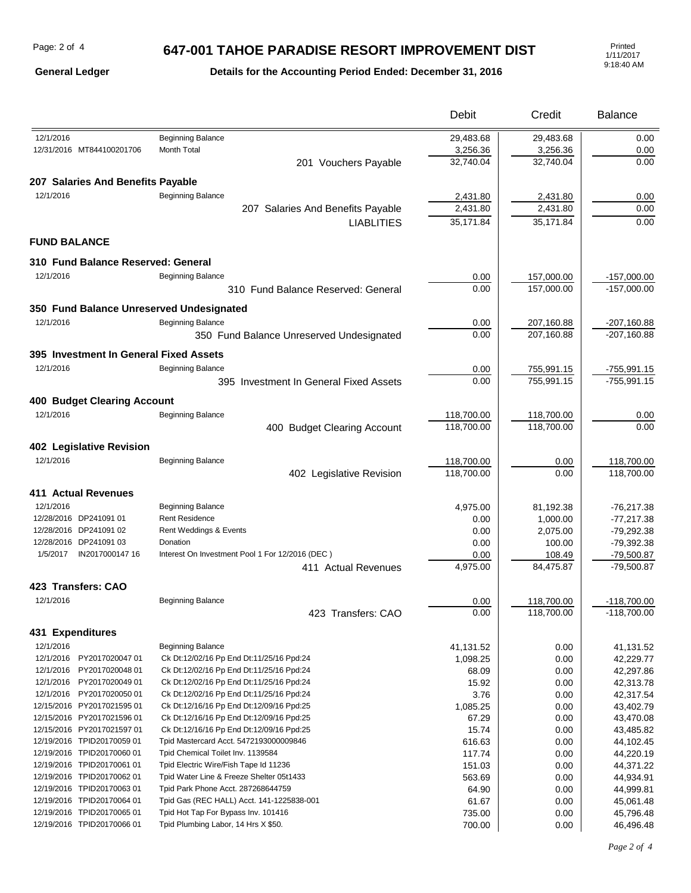# 647-001 TAHOE PARADISE RESORT IMPROVEMENT DIST

**General Ledger** — **Details for the Accounting Period Ended: December 31, 2016**

Printed 1/11/2017 9:18:40 AM

| Date / Reference | Description | Debit | Credit | Balance |
|---|---|---|---|---|
| 12/1/2016 | Beginning Balance | 29,483.68 | 29,483.68 | 0.00 |
| 12/31/2016 MT844100201706 | Month Total | 3,256.36 | 3,256.36 | 0.00 |
| | 201 Vouchers Payable | 32,740.04 | 32,740.04 | 0.00 |
| **207 Salaries And Benefits Payable** | | | | |
| 12/1/2016 | Beginning Balance | 2,431.80 | 2,431.80 | 0.00 |
| | 207 Salaries And Benefits Payable | 2,431.80 | 2,431.80 | 0.00 |
| | LIABLITIES | 35,171.84 | 35,171.84 | 0.00 |
| **FUND BALANCE** | | | | |
| **310 Fund Balance Reserved: General** | | | | |
| 12/1/2016 | Beginning Balance | 0.00 | 157,000.00 | -157,000.00 |
| | 310 Fund Balance Reserved: General | 0.00 | 157,000.00 | -157,000.00 |
| **350 Fund Balance Unreserved Undesignated** | | | | |
| 12/1/2016 | Beginning Balance | 0.00 | 207,160.88 | -207,160.88 |
| | 350 Fund Balance Unreserved Undesignated | 0.00 | 207,160.88 | -207,160.88 |
| **395 Investment In General Fixed Assets** | | | | |
| 12/1/2016 | Beginning Balance | 0.00 | 755,991.15 | -755,991.15 |
| | 395 Investment In General Fixed Assets | 0.00 | 755,991.15 | -755,991.15 |
| **400 Budget Clearing Account** | | | | |
| 12/1/2016 | Beginning Balance | 118,700.00 | 118,700.00 | 0.00 |
| | 400 Budget Clearing Account | 118,700.00 | 118,700.00 | 0.00 |
| **402 Legislative Revision** | | | | |
| 12/1/2016 | Beginning Balance | 118,700.00 | 0.00 | 118,700.00 |
| | 402 Legislative Revision | 118,700.00 | 0.00 | 118,700.00 |
| **411 Actual Revenues** | | | | |
| 12/1/2016 | Beginning Balance | 4,975.00 | 81,192.38 | -76,217.38 |
| 12/28/2016 DP241091 01 | Rent Residence | 0.00 | 1,000.00 | -77,217.38 |
| 12/28/2016 DP241091 02 | Rent Weddings & Events | 0.00 | 2,075.00 | -79,292.38 |
| 12/28/2016 DP241091 03 | Donation | 0.00 | 100.00 | -79,392.38 |
| 1/5/2017 IN2017000147 16 | Interest On Investment Pool 1 For 12/2016 (DEC ) | 0.00 | 108.49 | -79,500.87 |
| | 411 Actual Revenues | 4,975.00 | 84,475.87 | -79,500.87 |
| **423 Transfers: CAO** | | | | |
| 12/1/2016 | Beginning Balance | 0.00 | 118,700.00 | -118,700.00 |
| | 423 Transfers: CAO | 0.00 | 118,700.00 | -118,700.00 |
| **431 Expenditures** | | | | |
| 12/1/2016 | Beginning Balance | 41,131.52 | 0.00 | 41,131.52 |
| 12/1/2016 PY2017020047 01 | Ck Dt:12/02/16 Pp End Dt:11/25/16 Ppd:24 | 1,098.25 | 0.00 | 42,229.77 |
| 12/1/2016 PY2017020048 01 | Ck Dt:12/02/16 Pp End Dt:11/25/16 Ppd:24 | 68.09 | 0.00 | 42,297.86 |
| 12/1/2016 PY2017020049 01 | Ck Dt:12/02/16 Pp End Dt:11/25/16 Ppd:24 | 15.92 | 0.00 | 42,313.78 |
| 12/1/2016 PY2017020050 01 | Ck Dt:12/02/16 Pp End Dt:11/25/16 Ppd:24 | 3.76 | 0.00 | 42,317.54 |
| 12/15/2016 PY2017021595 01 | Ck Dt:12/16/16 Pp End Dt:12/09/16 Ppd:25 | 1,085.25 | 0.00 | 43,402.79 |
| 12/15/2016 PY2017021596 01 | Ck Dt:12/16/16 Pp End Dt:12/09/16 Ppd:25 | 67.29 | 0.00 | 43,470.08 |
| 12/15/2016 PY2017021597 01 | Ck Dt:12/16/16 Pp End Dt:12/09/16 Ppd:25 | 15.74 | 0.00 | 43,485.82 |
| 12/19/2016 TPID20170059 01 | Tpid Mastercard Acct. 5472193000009846 | 616.63 | 0.00 | 44,102.45 |
| 12/19/2016 TPID20170060 01 | Tpid Chemical Toilet Inv. 1139584 | 117.74 | 0.00 | 44,220.19 |
| 12/19/2016 TPID20170061 01 | Tpid Electric Wire/Fish Tape Id 11236 | 151.03 | 0.00 | 44,371.22 |
| 12/19/2016 TPID20170062 01 | Tpid Water Line & Freeze Shelter 05t1433 | 563.69 | 0.00 | 44,934.91 |
| 12/19/2016 TPID20170063 01 | Tpid Park Phone Acct. 287268644759 | 64.90 | 0.00 | 44,999.81 |
| 12/19/2016 TPID20170064 01 | Tpid Gas (REC HALL) Acct. 141-1225838-001 | 61.67 | 0.00 | 45,061.48 |
| 12/19/2016 TPID20170065 01 | Tpid Hot Tap For Bypass Inv. 101416 | 735.00 | 0.00 | 45,796.48 |
| 12/19/2016 TPID20170066 01 | Tpid Plumbing Labor, 14 Hrs X $50. | 700.00 | 0.00 | 46,496.48 |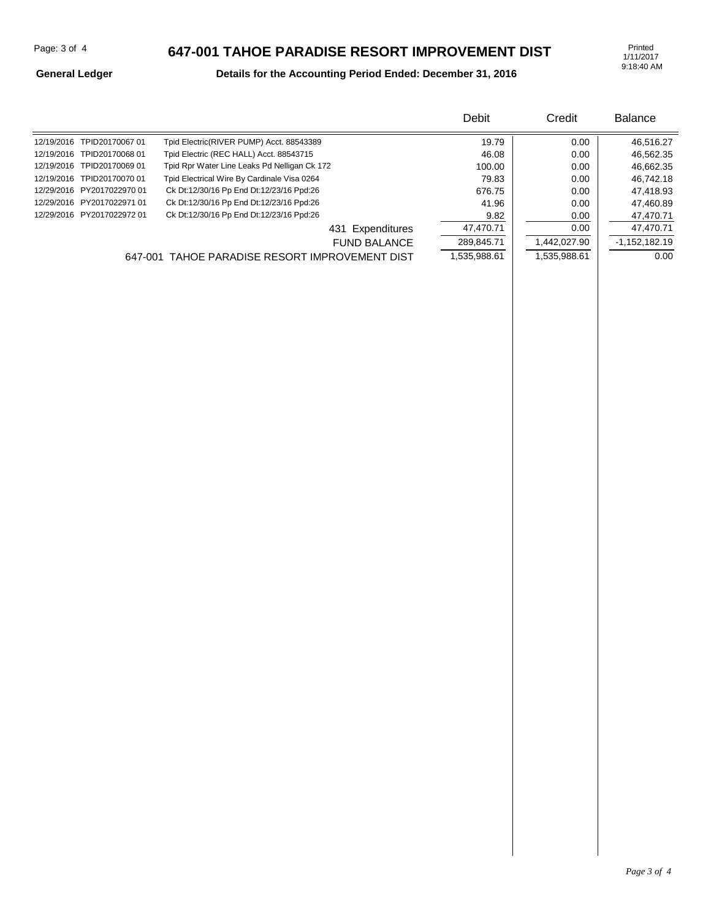# 647-001 TAHOE PARADISE RESORT IMPROVEMENT DIST

**General Ledger** — **Details for the Accounting Period Ended: December 31, 2016**

Printed 1/11/2017 9:18:40 AM

| Date | Reference | Description | Debit | Credit | Balance |
|---|---|---|---|---|---|
| 12/19/2016 | TPID20170067 01 | Tpid Electric(RIVER PUMP) Acct. 88543389 | 19.79 | 0.00 | 46,516.27 |
| 12/19/2016 | TPID20170068 01 | Tpid Electric (REC HALL) Acct. 88543715 | 46.08 | 0.00 | 46,562.35 |
| 12/19/2016 | TPID20170069 01 | Tpid Rpr Water Line Leaks Pd Nelligan Ck 172 | 100.00 | 0.00 | 46,662.35 |
| 12/19/2016 | TPID20170070 01 | Tpid Electrical Wire By Cardinale Visa 0264 | 79.83 | 0.00 | 46,742.18 |
| 12/29/2016 | PY2017022970 01 | Ck Dt:12/30/16 Pp End Dt:12/23/16 Ppd:26 | 676.75 | 0.00 | 47,418.93 |
| 12/29/2016 | PY2017022971 01 | Ck Dt:12/30/16 Pp End Dt:12/23/16 Ppd:26 | 41.96 | 0.00 | 47,460.89 |
| 12/29/2016 | PY2017022972 01 | Ck Dt:12/30/16 Pp End Dt:12/23/16 Ppd:26 | 9.82 | 0.00 | 47,470.71 |
| | | 431 Expenditures | 47,470.71 | 0.00 | 47,470.71 |
| | | FUND BALANCE | 289,845.71 | 1,442,027.90 | -1,152,182.19 |
| | | 647-001 TAHOE PARADISE RESORT IMPROVEMENT DIST | 1,535,988.61 | 1,535,988.61 | 0.00 |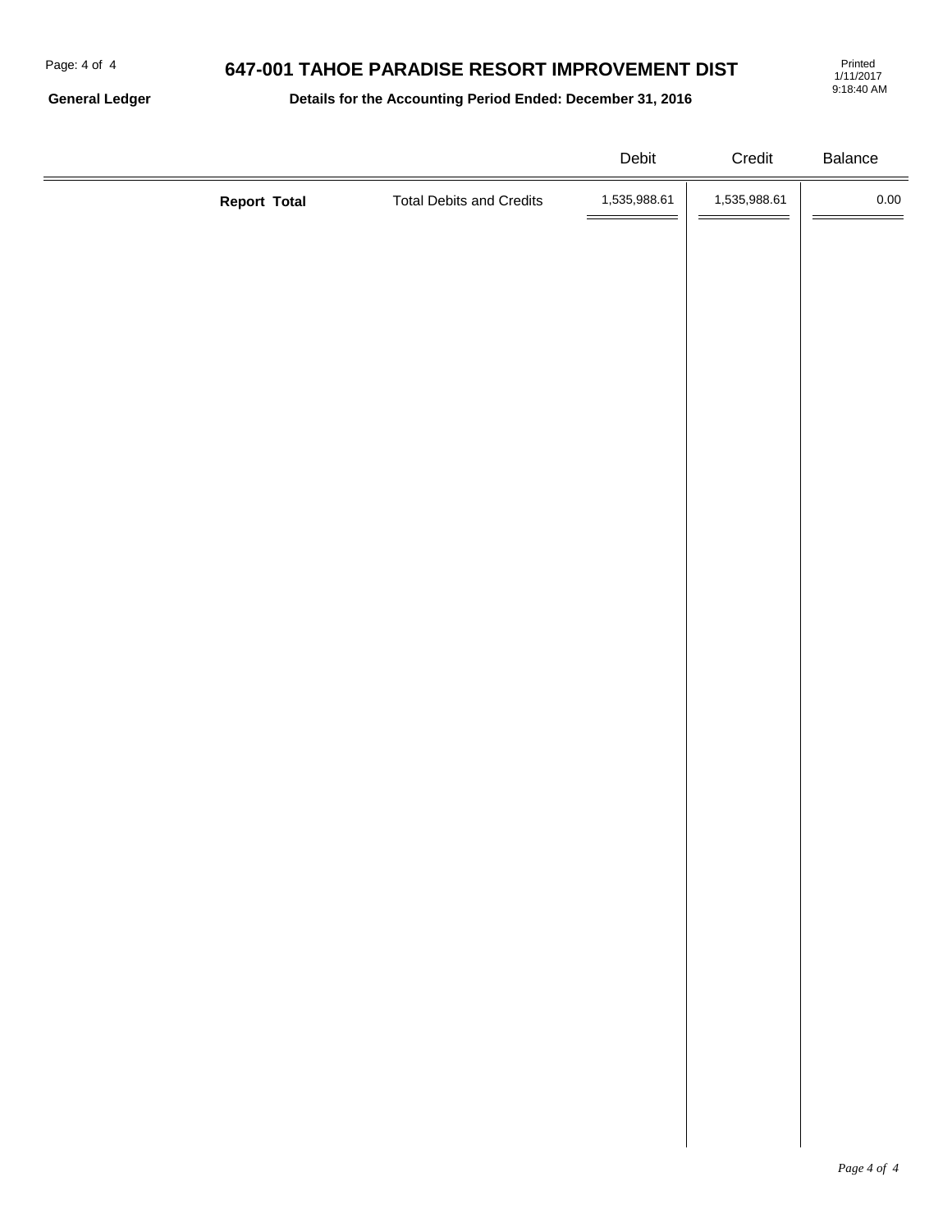# 647-001 TAHOE PARADISE RESORT IMPROVEMENT DIST

**General Ledger**

**Details for the Accounting Period Ended: December 31, 2016**

| | | Debit | Credit | Balance |
|---|---|---|---|---|
| **Report Total** | Total Debits and Credits | 1,535,988.61 | 1,535,988.61 | 0.00 |